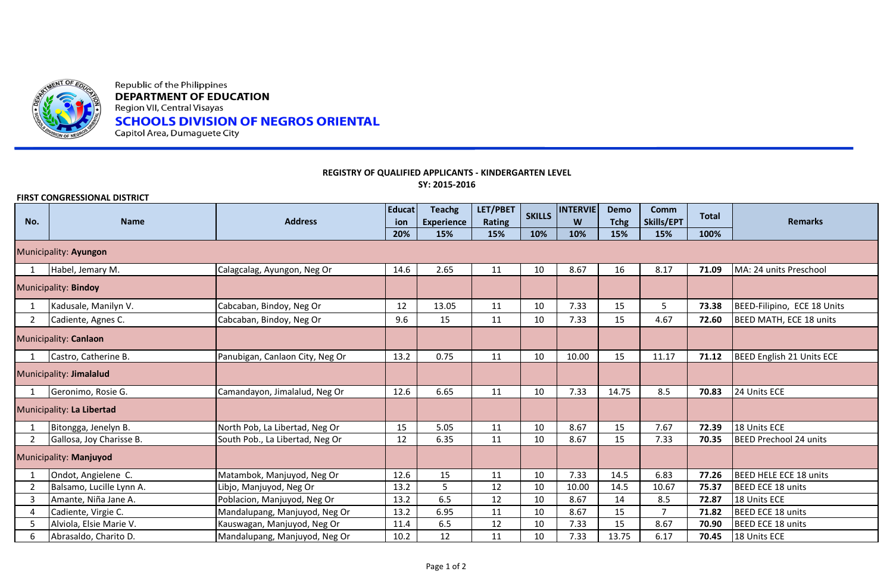Republic of the Philippines
**DEPARTMENT OF EDUCATION**
Region VII, Central Visayas
**SCHOOLS DIVISION OF NEGROS ORIENTAL**
Capitol Area, Dumaguete City

## REGISTRY OF QUALIFIED APPLICANTS - KINDERGARTEN LEVEL
### SY: 2015-2016

**FIRST CONGRESSIONAL DISTRICT**

| No. | Name | Address | Education | Teachg Experience | LET/PBET Rating | SKILLS | INTERVIEW | Demo Tchg | Comm Skills/EPT | Total | Remarks |
|---|---|---|---|---|---|---|---|---|---|---|---|
| | | | 20% | 15% | 15% | 10% | 10% | 15% | 15% | 100% | |
| Municipality: **Ayungon** | | | | | | | | | | | |
| 1 | Habel, Jemary M. | Calagcalag, Ayungon, Neg Or | 14.6 | 2.65 | 11 | 10 | 8.67 | 16 | 8.17 | **71.09** | MA: 24 units Preschool |
| Municipality: **Bindoy** | | | | | | | | | | | |
| 1 | Kadusale, Manilyn V. | Cabcaban, Bindoy, Neg Or | 12 | 13.05 | 11 | 10 | 7.33 | 15 | 5 | **73.38** | BEED-Filipino, ECE 18 Units |
| 2 | Cadiente, Agnes C. | Cabcaban, Bindoy, Neg Or | 9.6 | 15 | 11 | 10 | 7.33 | 15 | 4.67 | **72.60** | BEED MATH, ECE 18 units |
| Municipality: **Canlaon** | | | | | | | | | | | |
| 1 | Castro, Catherine B. | Panubigan, Canlaon City, Neg Or | 13.2 | 0.75 | 11 | 10 | 10.00 | 15 | 11.17 | **71.12** | BEED English 21 Units ECE |
| Municipality: **Jimalalud** | | | | | | | | | | | |
| 1 | Geronimo, Rosie G. | Camandayon, Jimalalud, Neg Or | 12.6 | 6.65 | 11 | 10 | 7.33 | 14.75 | 8.5 | **70.83** | 24 Units ECE |
| Municipality: **La Libertad** | | | | | | | | | | | |
| 1 | Bitongga, Jenelyn B. | North Pob, La Libertad, Neg Or | 15 | 5.05 | 11 | 10 | 8.67 | 15 | 7.67 | **72.39** | 18 Units ECE |
| 2 | Gallosa, Joy Charisse B. | South Pob., La Libertad, Neg Or | 12 | 6.35 | 11 | 10 | 8.67 | 15 | 7.33 | **70.35** | BEED Prechool 24 units |
| Municipality: **Manjuyod** | | | | | | | | | | | |
| 1 | Ondot, Angielene C. | Matambok, Manjuyod, Neg Or | 12.6 | 15 | 11 | 10 | 7.33 | 14.5 | 6.83 | **77.26** | BEED HELE ECE 18 units |
| 2 | Balsamo, Lucille Lynn A. | Libjo, Manjuyod, Neg Or | 13.2 | 5 | 12 | 10 | 10.00 | 14.5 | 10.67 | **75.37** | BEED ECE 18 units |
| 3 | Amante, Niña Jane A. | Poblacion, Manjuyod, Neg Or | 13.2 | 6.5 | 12 | 10 | 8.67 | 14 | 8.5 | **72.87** | 18 Units ECE |
| 4 | Cadiente, Virgie C. | Mandalupang, Manjuyod, Neg Or | 13.2 | 6.95 | 11 | 10 | 8.67 | 15 | 7 | **71.82** | BEED ECE 18 units |
| 5 | Alviola, Elsie Marie V. | Kauswagan, Manjuyod, Neg Or | 11.4 | 6.5 | 12 | 10 | 7.33 | 15 | 8.67 | **70.90** | BEED ECE 18 units |
| 6 | Abrasaldo, Charito D. | Mandalupang, Manjuyod, Neg Or | 10.2 | 12 | 11 | 10 | 7.33 | 13.75 | 6.17 | **70.45** | 18 Units ECE |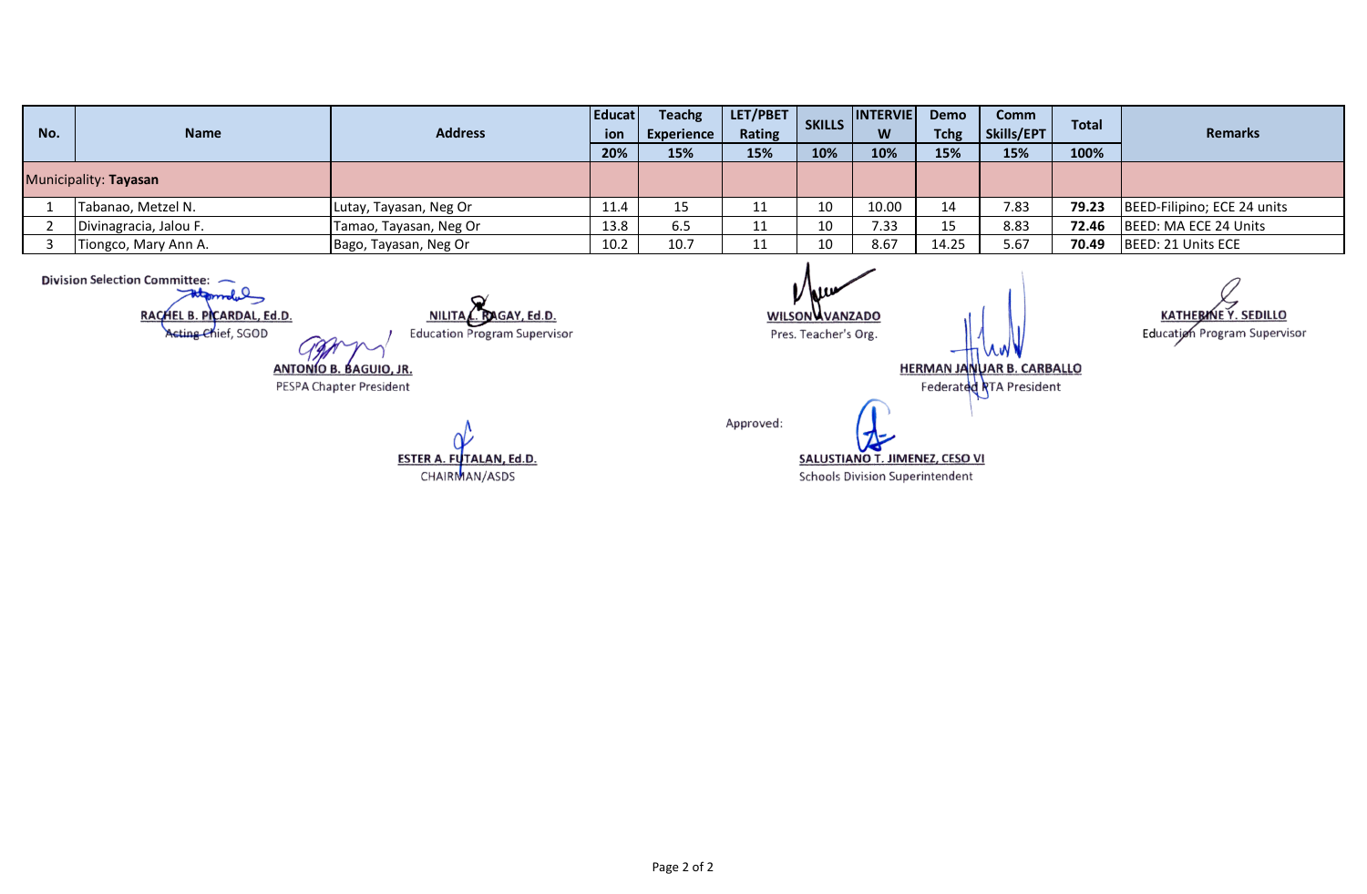| No. | Name | Address | Education | Teachg Experience | LET/PBET Rating | SKILLS | INTERVIEW | Demo Tchg | Comm Skills/EPT | Total | Remarks |
|---|---|---|---|---|---|---|---|---|---|---|---|
| | | | 20% | 15% | 15% | 10% | 10% | 15% | 15% | 100% | |
| Municipality: **Tayasan** | | | | | | | | | | | |
| 1 | Tabanao, Metzel N. | Lutay, Tayasan, Neg Or | 11.4 | 15 | 11 | 10 | 10.00 | 14 | 7.83 | **79.23** | BEED-Filipino; ECE 24 units |
| 2 | Divinagracia, Jalou F. | Tamao, Tayasan, Neg Or | 13.8 | 6.5 | 11 | 10 | 7.33 | 15 | 8.83 | **72.46** | BEED: MA ECE 24 Units |
| 3 | Tiongco, Mary Ann A. | Bago, Tayasan, Neg Or | 10.2 | 10.7 | 11 | 10 | 8.67 | 14.25 | 5.67 | **70.49** | BEED: 21 Units ECE |

Division Selection Committee:

**RACHEL B. PICARDAL, Ed.D.**
Acting Chief, SGOD

**NILITA L. RAGAY, Ed.D.**
Education Program Supervisor

**ANTONIO B. BAGUIO, JR.**
PESPA Chapter President

**WILSON AVANZADO**
Pres. Teacher's Org.

**HERMAN JANUAR B. CARBALLO**
Federated PTA President

**KATHERINE Y. SEDILLO**
Education Program Supervisor

**ESTER A. FUTALAN, Ed.D.**
CHAIRMAN/ASDS

Approved:

**SALUSTIANO T. JIMENEZ, CESO VI**
Schools Division Superintendent